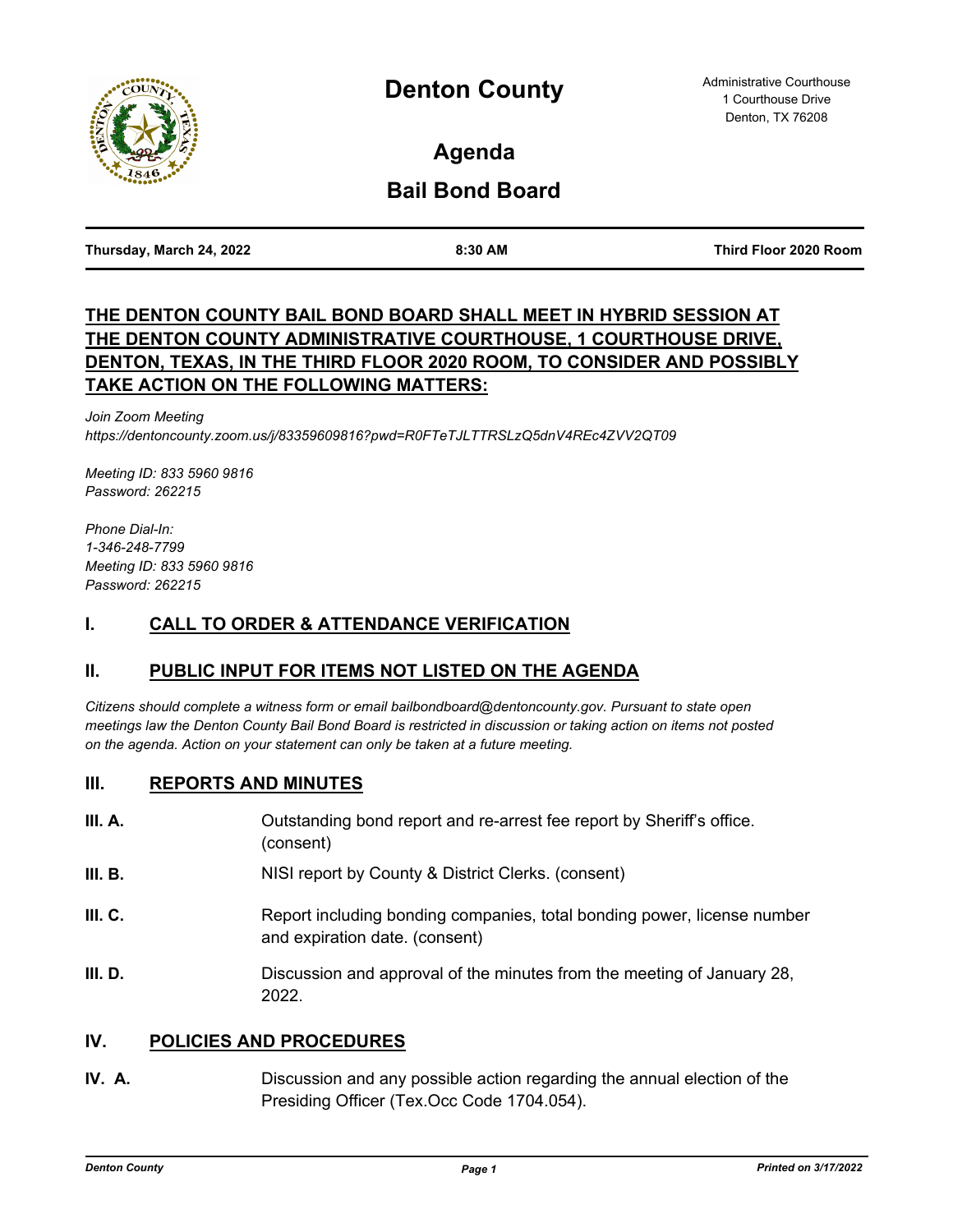# Denton County

Administrative Courthouse
1 Courthouse Drive
Denton, TX 76208

## Agenda

## Bail Bond Board

**Thursday, March 24, 2022** | **8:30 AM** | **Third Floor 2020 Room**

**THE DENTON COUNTY BAIL BOND BOARD SHALL MEET IN HYBRID SESSION AT THE DENTON COUNTY ADMINISTRATIVE COURTHOUSE, 1 COURTHOUSE DRIVE, DENTON, TEXAS, IN THE THIRD FLOOR 2020 ROOM, TO CONSIDER AND POSSIBLY TAKE ACTION ON THE FOLLOWING MATTERS:**

*Join Zoom Meeting*
*https://dentoncounty.zoom.us/j/83359609816?pwd=R0FTeTJLTTRSLzQ5dnV4REc4ZVV2QT09*

*Meeting ID: 833 5960 9816*
*Password: 262215*

*Phone Dial-In:*
*1-346-248-7799*
*Meeting ID: 833 5960 9816*
*Password: 262215*

## I. CALL TO ORDER & ATTENDANCE VERIFICATION

## II. PUBLIC INPUT FOR ITEMS NOT LISTED ON THE AGENDA

*Citizens should complete a witness form or email bailbondboard@dentoncounty.gov. Pursuant to state open meetings law the Denton County Bail Bond Board is restricted in discussion or taking action on items not posted on the agenda. Action on your statement can only be taken at a future meeting.*

## III. REPORTS AND MINUTES

**III. A.** Outstanding bond report and re-arrest fee report by Sheriff's office. (consent)

**III. B.** NISI report by County & District Clerks. (consent)

**III. C.** Report including bonding companies, total bonding power, license number and expiration date. (consent)

**III. D.** Discussion and approval of the minutes from the meeting of January 28, 2022.

## IV. POLICIES AND PROCEDURES

**IV. A.** Discussion and any possible action regarding the annual election of the Presiding Officer (Tex.Occ Code 1704.054).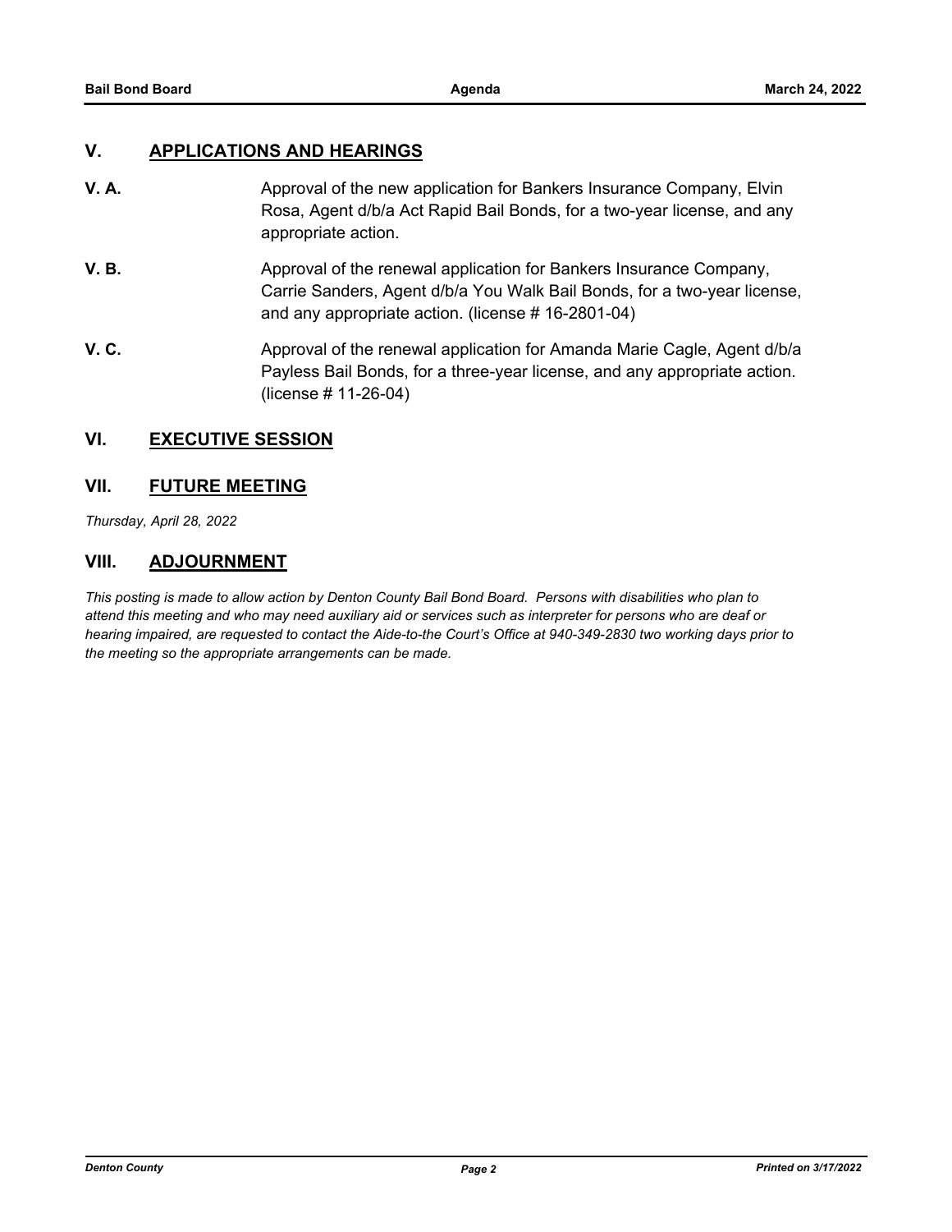## V. APPLICATIONS AND HEARINGS

**V. A.** Approval of the new application for Bankers Insurance Company, Elvin Rosa, Agent d/b/a Act Rapid Bail Bonds, for a two-year license, and any appropriate action.

**V. B.** Approval of the renewal application for Bankers Insurance Company, Carrie Sanders, Agent d/b/a You Walk Bail Bonds, for a two-year license, and any appropriate action. (license # 16-2801-04)

**V. C.** Approval of the renewal application for Amanda Marie Cagle, Agent d/b/a Payless Bail Bonds, for a three-year license, and any appropriate action. (license # 11-26-04)

## VI. EXECUTIVE SESSION

## VII. FUTURE MEETING

*Thursday, April 28, 2022*

## VIII. ADJOURNMENT

*This posting is made to allow action by Denton County Bail Bond Board. Persons with disabilities who plan to attend this meeting and who may need auxiliary aid or services such as interpreter for persons who are deaf or hearing impaired, are requested to contact the Aide-to-the Court's Office at 940-349-2830 two working days prior to the meeting so the appropriate arrangements can be made.*